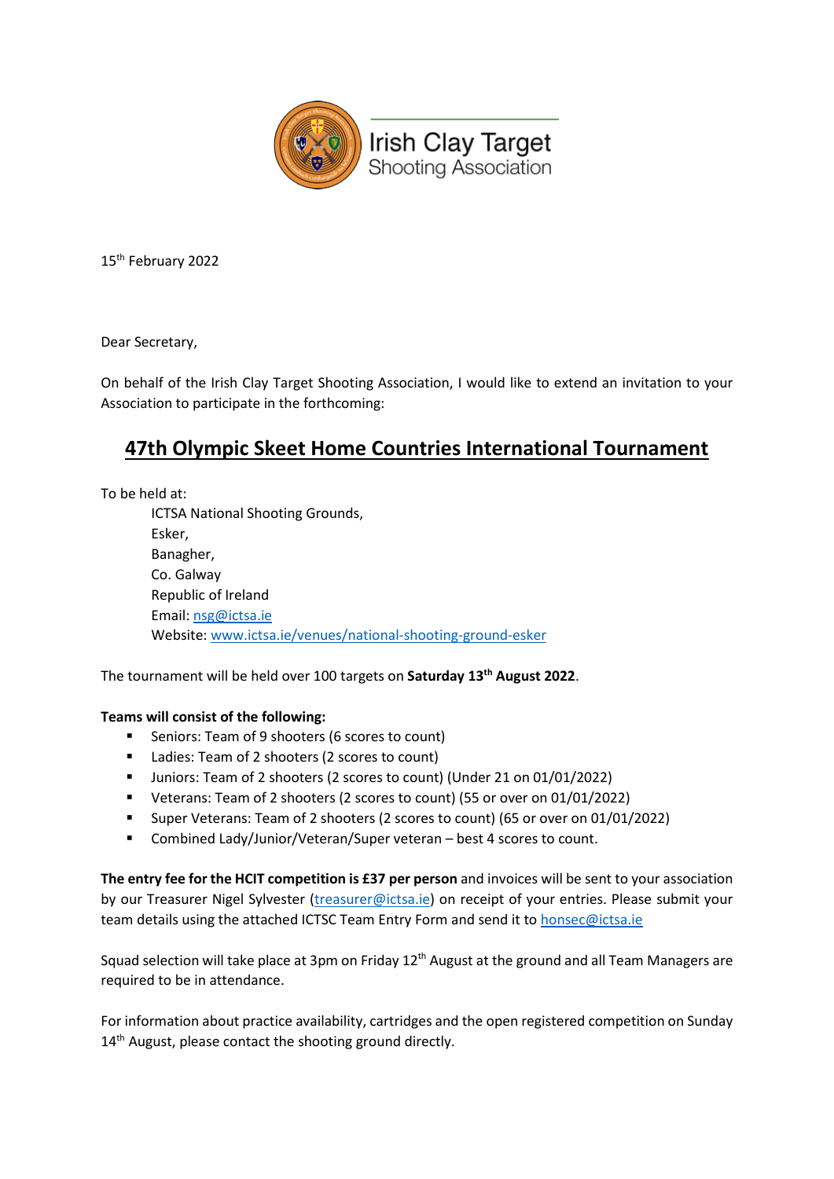Irish Clay Target
Shooting Association

15th February 2022

Dear Secretary,

On behalf of the Irish Clay Target Shooting Association, I would like to extend an invitation to your Association to participate in the forthcoming:

## 47th Olympic Skeet Home Countries International Tournament

To be held at:

ICTSA National Shooting Grounds,
Esker,
Banagher,
Co. Galway
Republic of Ireland
Email: nsg@ictsa.ie
Website: www.ictsa.ie/venues/national-shooting-ground-esker

The tournament will be held over 100 targets on **Saturday 13th August 2022**.

**Teams will consist of the following:**

- Seniors: Team of 9 shooters (6 scores to count)
- Ladies: Team of 2 shooters (2 scores to count)
- Juniors: Team of 2 shooters (2 scores to count) (Under 21 on 01/01/2022)
- Veterans: Team of 2 shooters (2 scores to count) (55 or over on 01/01/2022)
- Super Veterans: Team of 2 shooters (2 scores to count) (65 or over on 01/01/2022)
- Combined Lady/Junior/Veteran/Super veteran – best 4 scores to count.

**The entry fee for the HCIT competition is £37 per person** and invoices will be sent to your association by our Treasurer Nigel Sylvester (treasurer@ictsa.ie) on receipt of your entries. Please submit your team details using the attached ICTSC Team Entry Form and send it to honsec@ictsa.ie

Squad selection will take place at 3pm on Friday 12th August at the ground and all Team Managers are required to be in attendance.

For information about practice availability, cartridges and the open registered competition on Sunday 14th August, please contact the shooting ground directly.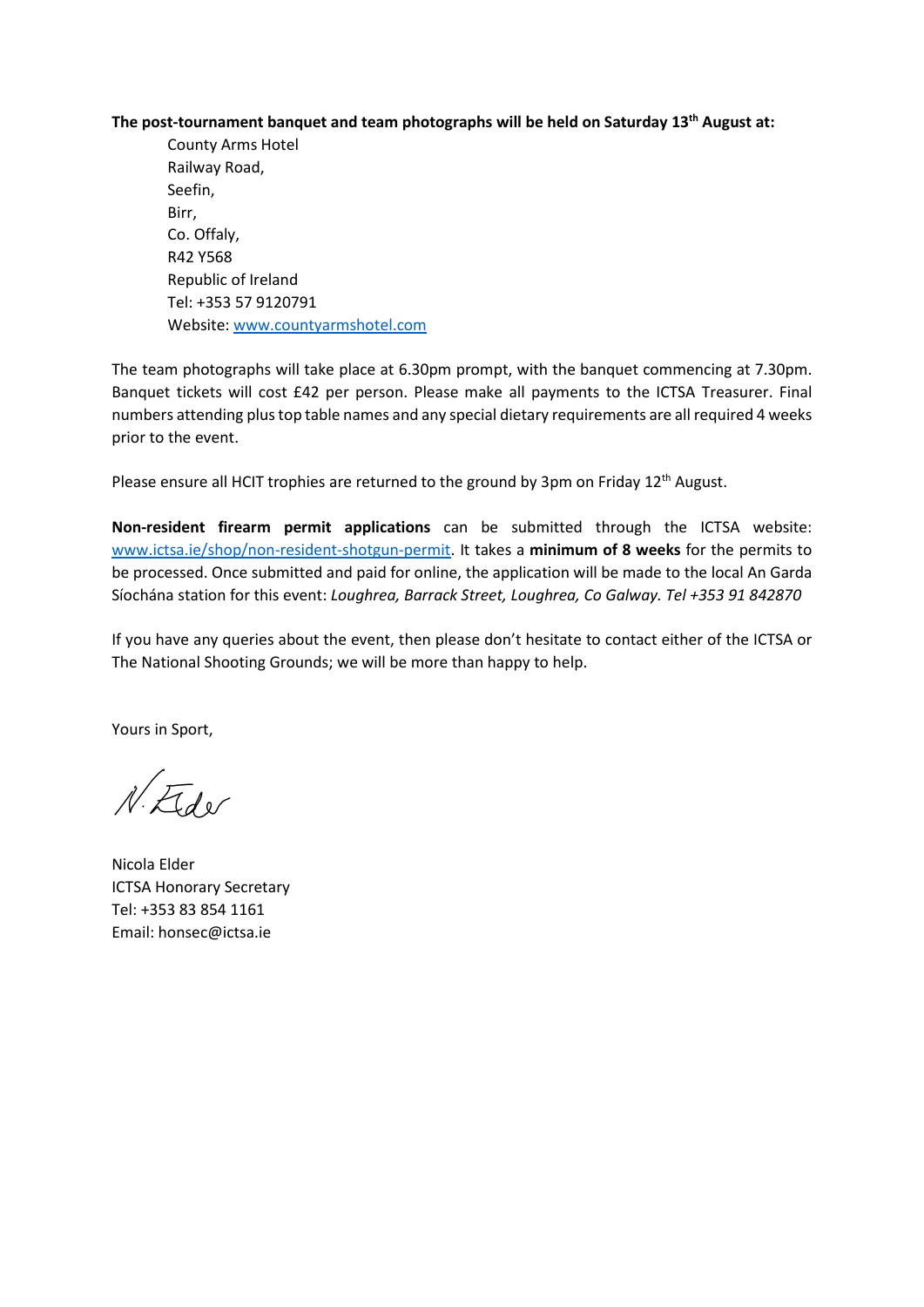**The post-tournament banquet and team photographs will be held on Saturday 13th August at:**

County Arms Hotel
Railway Road,
Seefin,
Birr,
Co. Offaly,
R42 Y568
Republic of Ireland
Tel: +353 57 9120791
Website: [www.countyarmshotel.com](http://www.countyarmshotel.com)

The team photographs will take place at 6.30pm prompt, with the banquet commencing at 7.30pm. Banquet tickets will cost £42 per person. Please make all payments to the ICTSA Treasurer. Final numbers attending plus top table names and any special dietary requirements are all required 4 weeks prior to the event.

Please ensure all HCIT trophies are returned to the ground by 3pm on Friday 12th August.

**Non-resident firearm permit applications** can be submitted through the ICTSA website: [www.ictsa.ie/shop/non-resident-shotgun-permit](http://www.ictsa.ie/shop/non-resident-shotgun-permit). It takes a **minimum of 8 weeks** for the permits to be processed. Once submitted and paid for online, the application will be made to the local An Garda Síochána station for this event: *Loughrea, Barrack Street, Loughrea, Co Galway. Tel +353 91 842870*

If you have any queries about the event, then please don't hesitate to contact either of the ICTSA or The National Shooting Grounds; we will be more than happy to help.

Yours in Sport,

N. Elder

Nicola Elder
ICTSA Honorary Secretary
Tel: +353 83 854 1161
Email: honsec@ictsa.ie